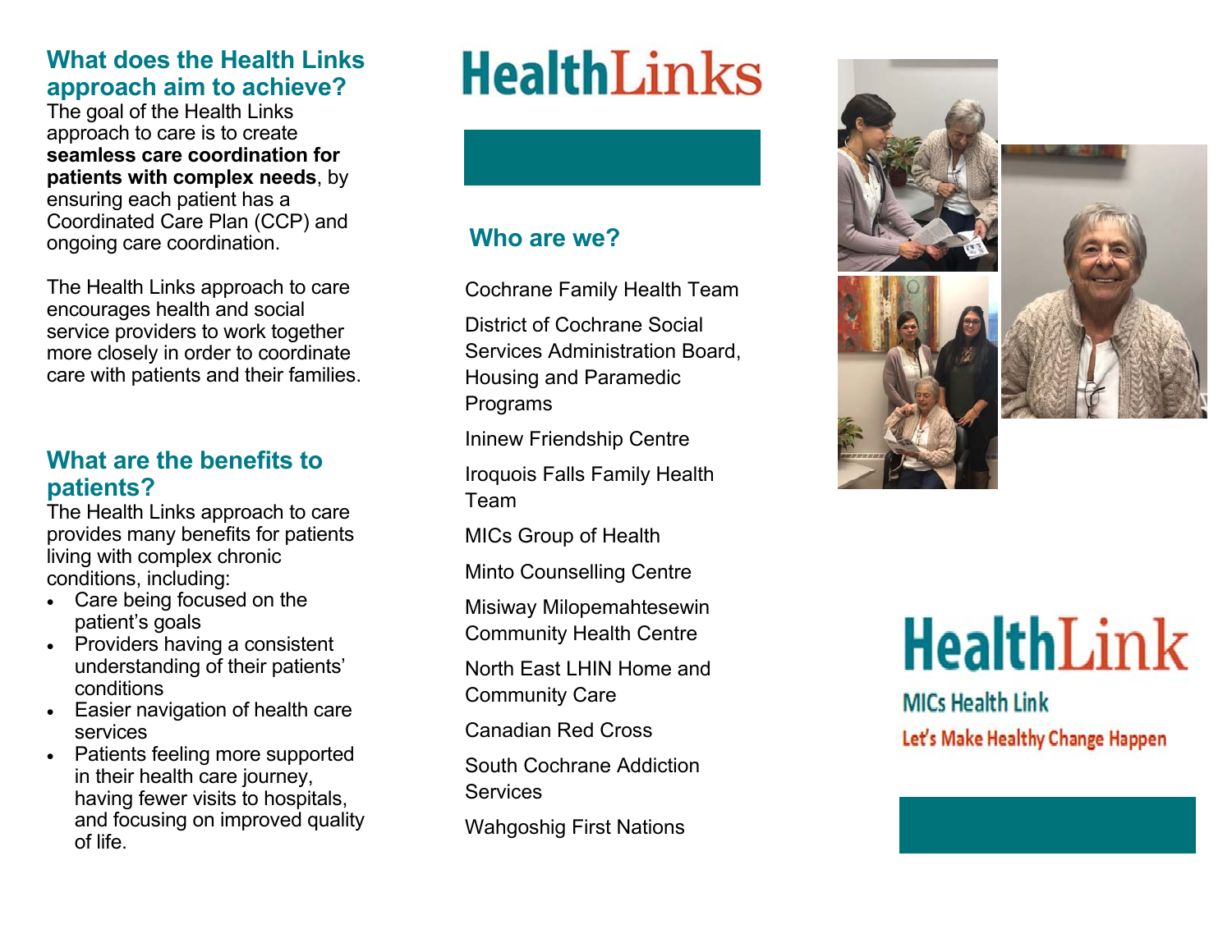## What does the Health Links approach aim to achieve?

The goal of the Health Links approach to care is to create **seamless care coordination for patients with complex needs**, by ensuring each patient has a Coordinated Care Plan (CCP) and ongoing care coordination.

The Health Links approach to care encourages health and social service providers to work together more closely in order to coordinate care with patients and their families.

## What are the benefits to patients?

The Health Links approach to care provides many benefits for patients living with complex chronic conditions, including:

- Care being focused on the patient's goals
- Providers having a consistent understanding of their patients' conditions
- Easier navigation of health care services
- Patients feeling more supported in their health care journey, having fewer visits to hospitals, and focusing on improved quality of life.

# HealthLinks

## Who are we?

Cochrane Family Health Team

District of Cochrane Social Services Administration Board, Housing and Paramedic Programs

Ininew Friendship Centre

Iroquois Falls Family Health Team

MICs Group of Health

Minto Counselling Centre

Misiway Milopemahtesewin Community Health Centre

North East LHIN Home and Community Care

Canadian Red Cross

South Cochrane Addiction Services

Wahgoshig First Nations

# HealthLink

**MICs Health Link**

**Let's Make Healthy Change Happen**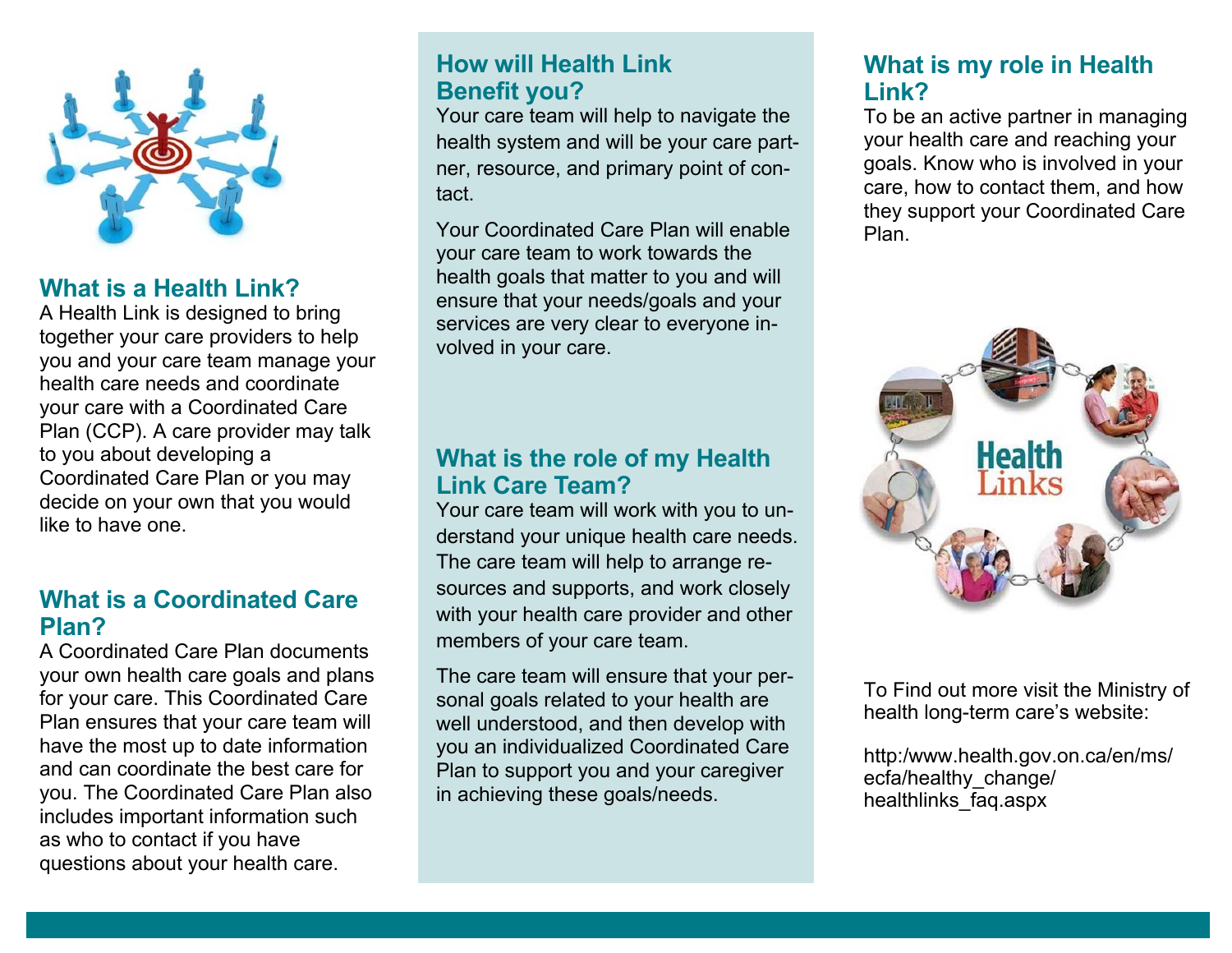## What is a Health Link?

A Health Link is designed to bring together your care providers to help you and your care team manage your health care needs and coordinate your care with a Coordinated Care Plan (CCP). A care provider may talk to you about developing a Coordinated Care Plan or you may decide on your own that you would like to have one.

## What is a Coordinated Care Plan?

A Coordinated Care Plan documents your own health care goals and plans for your care. This Coordinated Care Plan ensures that your care team will have the most up to date information and can coordinate the best care for you. The Coordinated Care Plan also includes important information such as who to contact if you have questions about your health care.

## How will Health Link Benefit you?

Your care team will help to navigate the health system and will be your care partner, resource, and primary point of contact.

Your Coordinated Care Plan will enable your care team to work towards the health goals that matter to you and will ensure that your needs/goals and your services are very clear to everyone involved in your care.

## What is the role of my Health Link Care Team?

Your care team will work with you to understand your unique health care needs. The care team will help to arrange resources and supports, and work closely with your health care provider and other members of your care team.

The care team will ensure that your personal goals related to your health are well understood, and then develop with you an individualized Coordinated Care Plan to support you and your caregiver in achieving these goals/needs.

## What is my role in Health Link?

To be an active partner in managing your health care and reaching your goals. Know who is involved in your care, how to contact them, and how they support your Coordinated Care Plan.

To Find out more visit the Ministry of health long-term care's website:

http:/www.health.gov.on.ca/en/ms/ecfa/healthy_change/healthlinks_faq.aspx